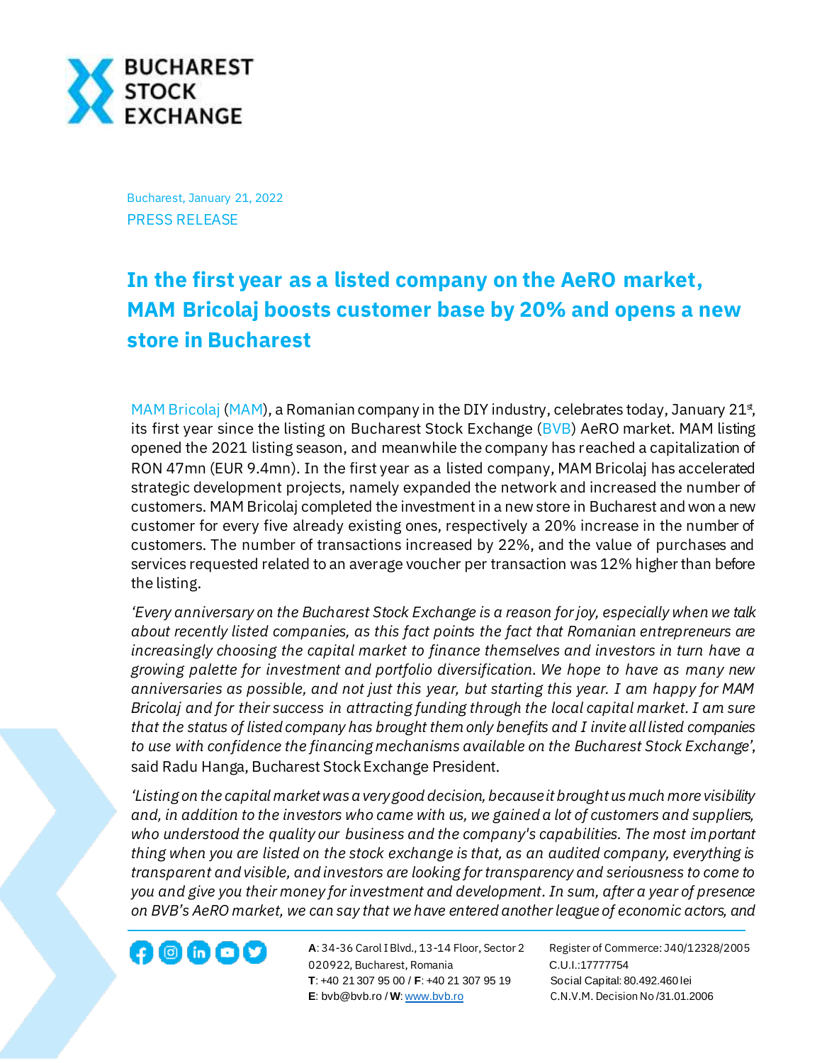Bucharest, January 21, 2022

PRESS RELEASE

# In the first year as a listed company on the AeRO market, MAM Bricolaj boosts customer base by 20% and opens a new store in Bucharest

MAM Bricolaj (MAM), a Romanian company in the DIY industry, celebrates today, January 21st, its first year since the listing on Bucharest Stock Exchange (BVB) AeRO market. MAM listing opened the 2021 listing season, and meanwhile the company has reached a capitalization of RON 47mn (EUR 9.4mn). In the first year as a listed company, MAM Bricolaj has accelerated strategic development projects, namely expanded the network and increased the number of customers. MAM Bricolaj completed the investment in a new store in Bucharest and won a new customer for every five already existing ones, respectively a 20% increase in the number of customers. The number of transactions increased by 22%, and the value of purchases and services requested related to an average voucher per transaction was 12% higher than before the listing.

*'Every anniversary on the Bucharest Stock Exchange is a reason for joy, especially when we talk about recently listed companies, as this fact points the fact that Romanian entrepreneurs are increasingly choosing the capital market to finance themselves and investors in turn have a growing palette for investment and portfolio diversification. We hope to have as many new anniversaries as possible, and not just this year, but starting this year. I am happy for MAM Bricolaj and for their success in attracting funding through the local capital market. I am sure that the status of listed company has brought them only benefits and I invite all listed companies to use with confidence the financing mechanisms available on the Bucharest Stock Exchange',* said Radu Hanga, Bucharest Stock Exchange President.

*'Listing on the capital market was a very good decision, because it brought us much more visibility and, in addition to the investors who came with us, we gained a lot of customers and suppliers, who understood the quality our business and the company's capabilities. The most important thing when you are listed on the stock exchange is that, as an audited company, everything is transparent and visible, and investors are looking for transparency and seriousness to come to you and give you their money for investment and development. In sum, after a year of presence on BVB's AeRO market, we can say that we have entered another league of economic actors, and*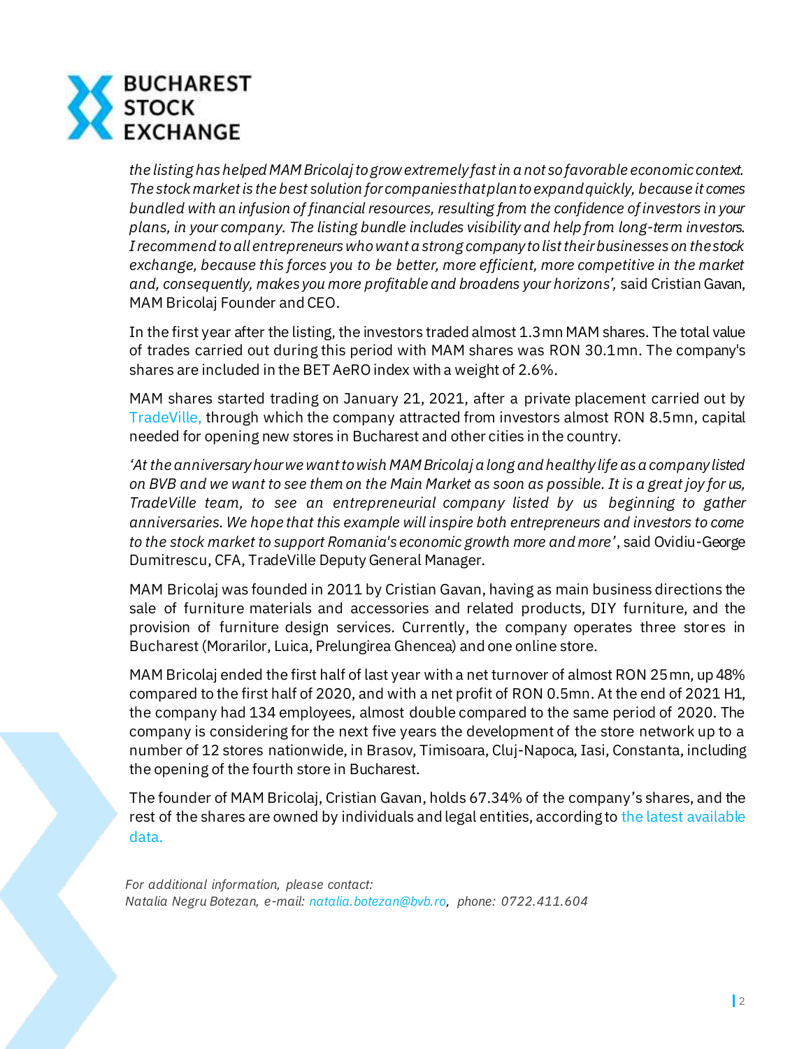*the listing has helped MAM Bricolaj to grow extremely fast in a not so favorable economic context. The stock market is the best solution for companies that plan to expand quickly, because it comes bundled with an infusion of financial resources, resulting from the confidence of investors in your plans, in your company. The listing bundle includes visibility and help from long-term investors. I recommend to all entrepreneurs who want a strong company to list their businesses on the stock exchange, because this forces you to be better, more efficient, more competitive in the market and, consequently, makes you more profitable and broadens your horizons',* said Cristian Gavan, MAM Bricolaj Founder and CEO.

In the first year after the listing, the investors traded almost 1.3mn MAM shares. The total value of trades carried out during this period with MAM shares was RON 30.1mn. The company's shares are included in the BET AeRO index with a weight of 2.6%.

MAM shares started trading on January 21, 2021, after a private placement carried out by TradeVille, through which the company attracted from investors almost RON 8.5mn, capital needed for opening new stores in Bucharest and other cities in the country.

*'At the anniversary hour we want to wish MAM Bricolaj a long and healthy life as a company listed on BVB and we want to see them on the Main Market as soon as possible. It is a great joy for us, TradeVille team, to see an entrepreneurial company listed by us beginning to gather anniversaries. We hope that this example will inspire both entrepreneurs and investors to come to the stock market to support Romania's economic growth more and more'*, said Ovidiu-George Dumitrescu, CFA, TradeVille Deputy General Manager.

MAM Bricolaj was founded in 2011 by Cristian Gavan, having as main business directions the sale of furniture materials and accessories and related products, DIY furniture, and the provision of furniture design services. Currently, the company operates three stores in Bucharest (Morarilor, Luica, Prelungirea Ghencea) and one online store.

MAM Bricolaj ended the first half of last year with a net turnover of almost RON 25mn, up 48% compared to the first half of 2020, and with a net profit of RON 0.5mn. At the end of 2021 H1, the company had 134 employees, almost double compared to the same period of 2020. The company is considering for the next five years the development of the store network up to a number of 12 stores nationwide, in Brasov, Timisoara, Cluj-Napoca, Iasi, Constanta, including the opening of the fourth store in Bucharest.

The founder of MAM Bricolaj, Cristian Gavan, holds 67.34% of the company's shares, and the rest of the shares are owned by individuals and legal entities, according to the latest available data.

*For additional information, please contact:*
*Natalia Negru Botezan, e-mail: natalia.botezan@bvb.ro, phone: 0722.411.604*